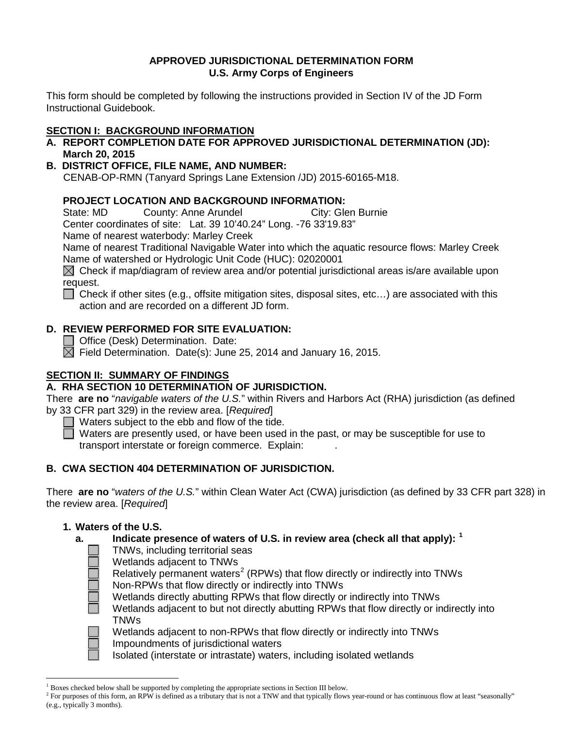# APPROVED JURISDICTIONAL DETERMINATION FORM
## U.S. Army Corps of Engineers

This form should be completed by following the instructions provided in Section IV of the JD Form Instructional Guidebook.

## SECTION I: BACKGROUND INFORMATION

**A. REPORT COMPLETION DATE FOR APPROVED JURISDICTIONAL DETERMINATION (JD): March 20, 2015**

**B. DISTRICT OFFICE, FILE NAME, AND NUMBER:**
CENAB-OP-RMN (Tanyard Springs Lane Extension /JD) 2015-60165-M18.

**PROJECT LOCATION AND BACKGROUND INFORMATION:**
State: MD County: Anne Arundel City: Glen Burnie
Center coordinates of site: Lat. 39 10'40.24" Long. -76 33'19.83"
Name of nearest waterbody: Marley Creek
Name of nearest Traditional Navigable Water into which the aquatic resource flows: Marley Creek
Name of watershed or Hydrologic Unit Code (HUC): 02020001

☒ Check if map/diagram of review area and/or potential jurisdictional areas is/are available upon request.
☐ Check if other sites (e.g., offsite mitigation sites, disposal sites, etc…) are associated with this action and are recorded on a different JD form.

**D. REVIEW PERFORMED FOR SITE EVALUATION:**
☐ Office (Desk) Determination. Date:
☒ Field Determination. Date(s): June 25, 2014 and January 16, 2015.

## SECTION II: SUMMARY OF FINDINGS

**A. RHA SECTION 10 DETERMINATION OF JURISDICTION.**

There **are no** "*navigable waters of the U.S.*" within Rivers and Harbors Act (RHA) jurisdiction (as defined by 33 CFR part 329) in the review area. [*Required*]

☐ Waters subject to the ebb and flow of the tide.
☐ Waters are presently used, or have been used in the past, or may be susceptible for use to transport interstate or foreign commerce. Explain: .

**B. CWA SECTION 404 DETERMINATION OF JURISDICTION.**

There **are no** "*waters of the U.S.*" within Clean Water Act (CWA) jurisdiction (as defined by 33 CFR part 328) in the review area. [*Required*]

**1. Waters of the U.S.**

**a. Indicate presence of waters of U.S. in review area (check all that apply): [1]**

☐ TNWs, including territorial seas
☐ Wetlands adjacent to TNWs
☐ Relatively permanent waters[2] (RPWs) that flow directly or indirectly into TNWs
☐ Non-RPWs that flow directly or indirectly into TNWs
☐ Wetlands directly abutting RPWs that flow directly or indirectly into TNWs
☐ Wetlands adjacent to but not directly abutting RPWs that flow directly or indirectly into TNWs
☐ Wetlands adjacent to non-RPWs that flow directly or indirectly into TNWs
☐ Impoundments of jurisdictional waters
☐ Isolated (interstate or intrastate) waters, including isolated wetlands

---

[1] Boxes checked below shall be supported by completing the appropriate sections in Section III below.
[2] For purposes of this form, an RPW is defined as a tributary that is not a TNW and that typically flows year-round or has continuous flow at least "seasonally" (e.g., typically 3 months).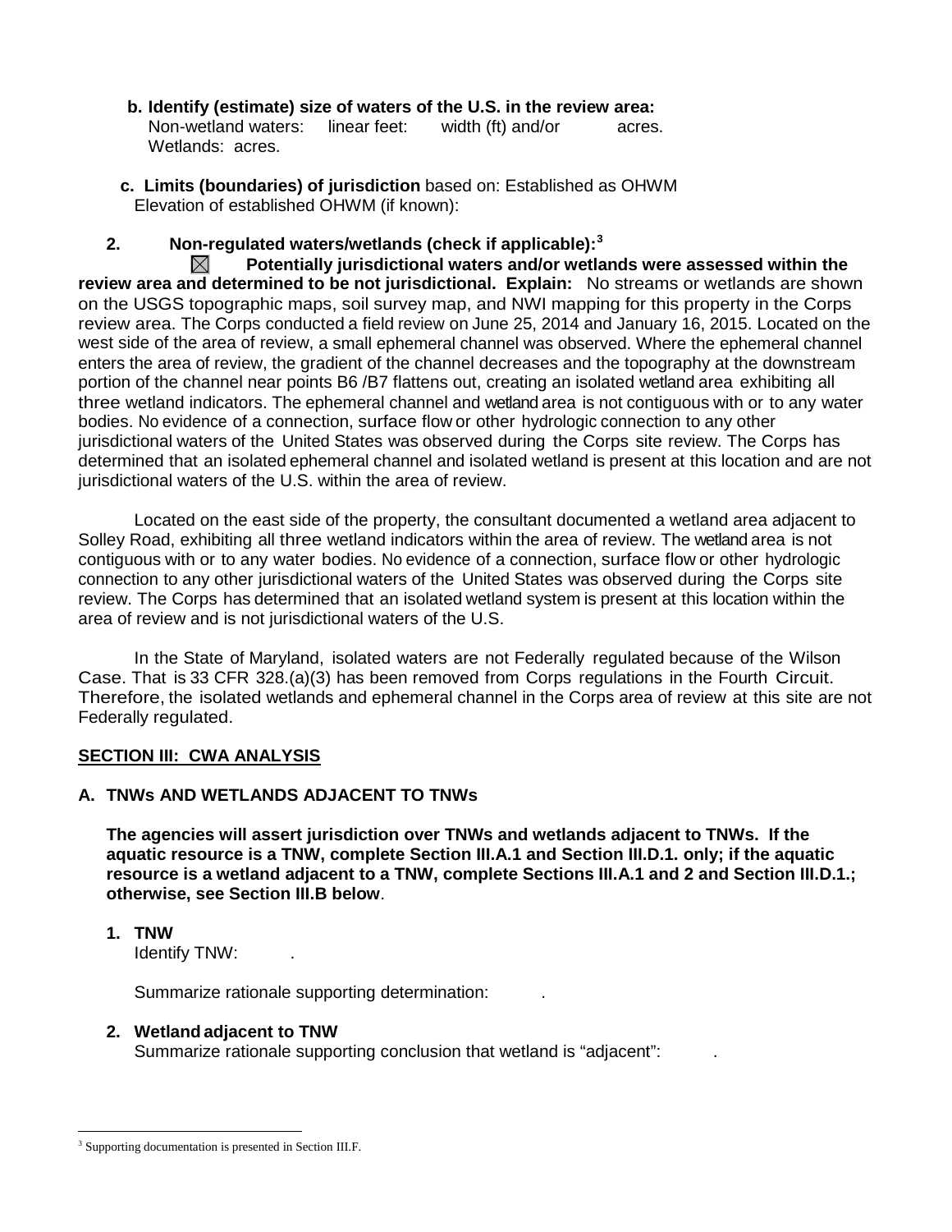**b. Identify (estimate) size of waters of the U.S. in the review area:**
Non-wetland waters: linear feet: width (ft) and/or acres.
Wetlands: acres.

**c. Limits (boundaries) of jurisdiction** based on: Established as OHWM
Elevation of established OHWM (if known):

**2. Non-regulated waters/wetlands (check if applicable):**[3]

☒ **Potentially jurisdictional waters and/or wetlands were assessed within the review area and determined to be not jurisdictional. Explain:** No streams or wetlands are shown on the USGS topographic maps, soil survey map, and NWI mapping for this property in the Corps review area. The Corps conducted a field review on June 25, 2014 and January 16, 2015. Located on the west side of the area of review, a small ephemeral channel was observed. Where the ephemeral channel enters the area of review, the gradient of the channel decreases and the topography at the downstream portion of the channel near points B6 /B7 flattens out, creating an isolated wetland area exhibiting all three wetland indicators. The ephemeral channel and wetland area is not contiguous with or to any water bodies. No evidence of a connection, surface flow or other hydrologic connection to any other jurisdictional waters of the United States was observed during the Corps site review. The Corps has determined that an isolated ephemeral channel and isolated wetland is present at this location and are not jurisdictional waters of the U.S. within the area of review.

Located on the east side of the property, the consultant documented a wetland area adjacent to Solley Road, exhibiting all three wetland indicators within the area of review. The wetland area is not contiguous with or to any water bodies. No evidence of a connection, surface flow or other hydrologic connection to any other jurisdictional waters of the United States was observed during the Corps site review. The Corps has determined that an isolated wetland system is present at this location within the area of review and is not jurisdictional waters of the U.S.

In the State of Maryland, isolated waters are not Federally regulated because of the Wilson Case. That is 33 CFR 328.(a)(3) has been removed from Corps regulations in the Fourth Circuit. Therefore, the isolated wetlands and ephemeral channel in the Corps area of review at this site are not Federally regulated.

## SECTION III: CWA ANALYSIS

### A. TNWs AND WETLANDS ADJACENT TO TNWs

**The agencies will assert jurisdiction over TNWs and wetlands adjacent to TNWs. If the aquatic resource is a TNW, complete Section III.A.1 and Section III.D.1. only; if the aquatic resource is a wetland adjacent to a TNW, complete Sections III.A.1 and 2 and Section III.D.1.; otherwise, see Section III.B below**.

**1. TNW**
Identify TNW: .

Summarize rationale supporting determination: .

**2. Wetland adjacent to TNW**
Summarize rationale supporting conclusion that wetland is "adjacent": .

[3] Supporting documentation is presented in Section III.F.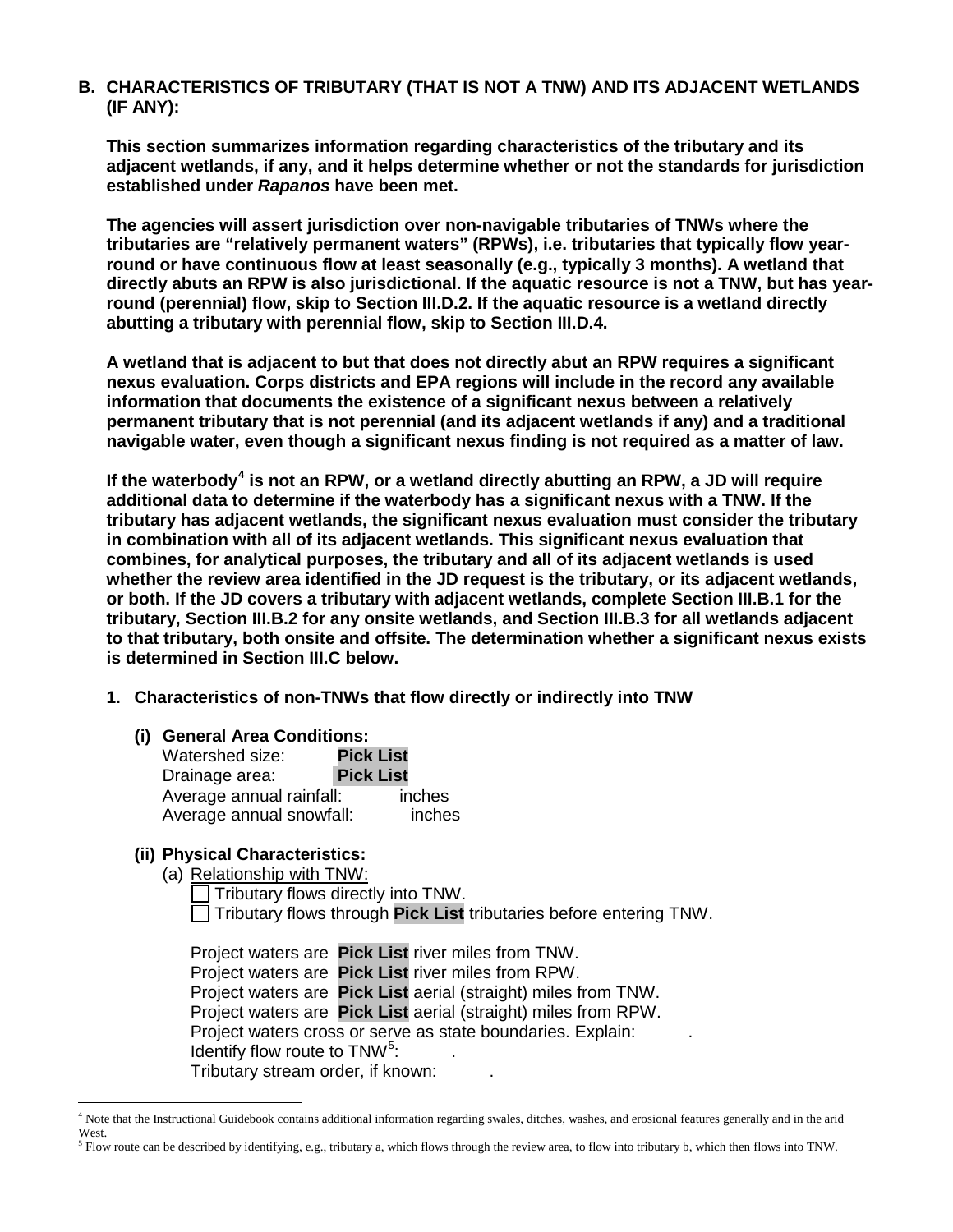## B. CHARACTERISTICS OF TRIBUTARY (THAT IS NOT A TNW) AND ITS ADJACENT WETLANDS (IF ANY):

**This section summarizes information regarding characteristics of the tributary and its adjacent wetlands, if any, and it helps determine whether or not the standards for jurisdiction established under *Rapanos* have been met.**

**The agencies will assert jurisdiction over non-navigable tributaries of TNWs where the tributaries are "relatively permanent waters" (RPWs), i.e. tributaries that typically flow year-round or have continuous flow at least seasonally (e.g., typically 3 months). A wetland that directly abuts an RPW is also jurisdictional. If the aquatic resource is not a TNW, but has year-round (perennial) flow, skip to Section III.D.2. If the aquatic resource is a wetland directly abutting a tributary with perennial flow, skip to Section III.D.4.**

**A wetland that is adjacent to but that does not directly abut an RPW requires a significant nexus evaluation. Corps districts and EPA regions will include in the record any available information that documents the existence of a significant nexus between a relatively permanent tributary that is not perennial (and its adjacent wetlands if any) and a traditional navigable water, even though a significant nexus finding is not required as a matter of law.**

**If the waterbody[4] is not an RPW, or a wetland directly abutting an RPW, a JD will require additional data to determine if the waterbody has a significant nexus with a TNW. If the tributary has adjacent wetlands, the significant nexus evaluation must consider the tributary in combination with all of its adjacent wetlands. This significant nexus evaluation that combines, for analytical purposes, the tributary and all of its adjacent wetlands is used whether the review area identified in the JD request is the tributary, or its adjacent wetlands, or both. If the JD covers a tributary with adjacent wetlands, complete Section III.B.1 for the tributary, Section III.B.2 for any onsite wetlands, and Section III.B.3 for all wetlands adjacent to that tributary, both onsite and offsite. The determination whether a significant nexus exists is determined in Section III.C below.**

### 1. Characteristics of non-TNWs that flow directly or indirectly into TNW

**(i) General Area Conditions:**

Watershed size: **Pick List**
Drainage area: **Pick List**
Average annual rainfall: inches
Average annual snowfall: inches

**(ii) Physical Characteristics:**

(a) Relationship with TNW:

☐ Tributary flows directly into TNW.
☐ Tributary flows through **Pick List** tributaries before entering TNW.

Project waters are **Pick List** river miles from TNW.
Project waters are **Pick List** river miles from RPW.
Project waters are **Pick List** aerial (straight) miles from TNW.
Project waters are **Pick List** aerial (straight) miles from RPW.
Project waters cross or serve as state boundaries. Explain: .
Identify flow route to TNW[5]: .
Tributary stream order, if known: .

---

[4] Note that the Instructional Guidebook contains additional information regarding swales, ditches, washes, and erosional features generally and in the arid West.

[5] Flow route can be described by identifying, e.g., tributary a, which flows through the review area, to flow into tributary b, which then flows into TNW.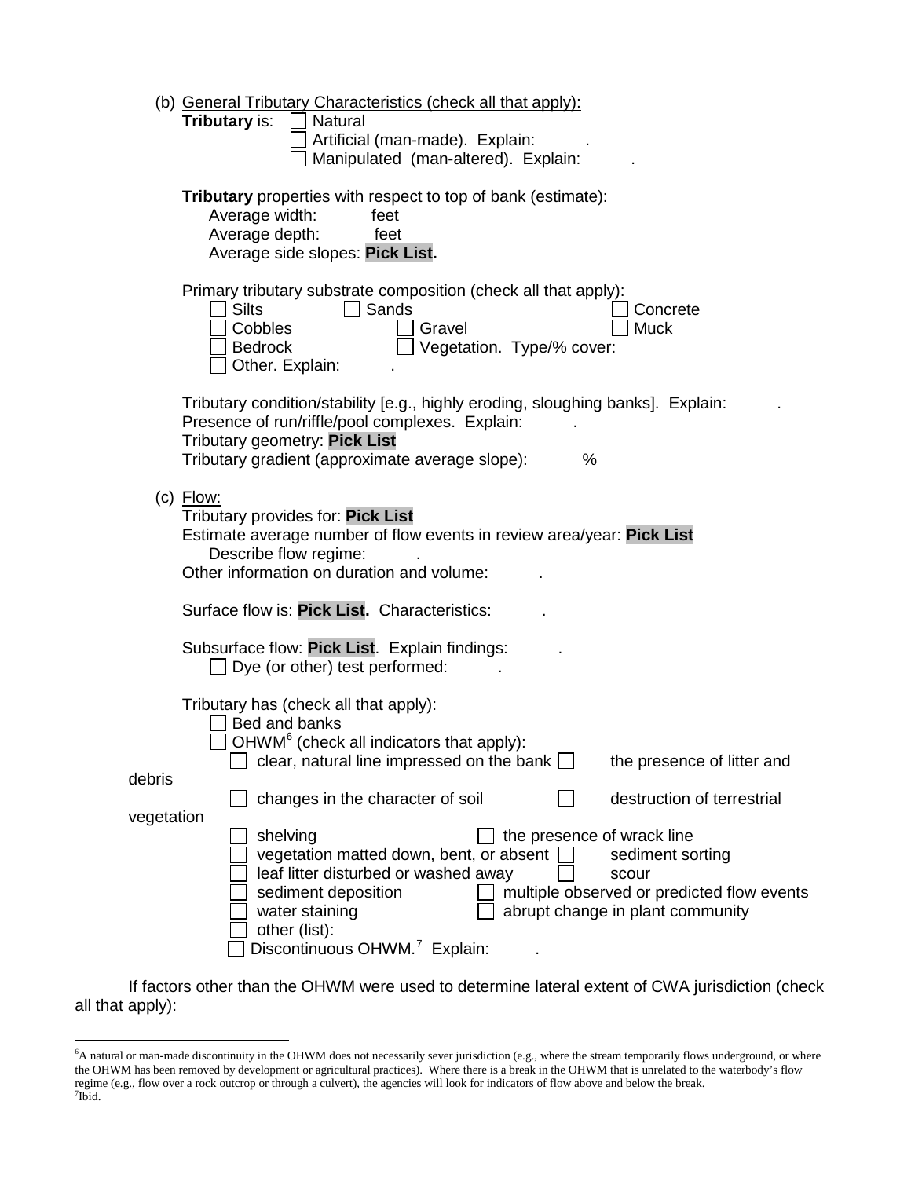(b) General Tributary Characteristics (check all that apply):

**Tributary** is: ☐ Natural
☐ Artificial (man-made). Explain: .
☐ Manipulated (man-altered). Explain: .

**Tributary** properties with respect to top of bank (estimate):
Average width: feet
Average depth: feet
Average side slopes: **Pick List.**

Primary tributary substrate composition (check all that apply):
☐ Silts ☐ Sands ☐ Concrete
☐ Cobbles ☐ Gravel ☐ Muck
☐ Bedrock ☐ Vegetation. Type/% cover:
☐ Other. Explain: .

Tributary condition/stability [e.g., highly eroding, sloughing banks]. Explain: .
Presence of run/riffle/pool complexes. Explain: .
Tributary geometry: **Pick List**
Tributary gradient (approximate average slope): %

(c) Flow:

Tributary provides for: **Pick List**
Estimate average number of flow events in review area/year: **Pick List**
Describe flow regime: .
Other information on duration and volume: .

Surface flow is: **Pick List.** Characteristics: .

Subsurface flow: **Pick List**. Explain findings: .
☐ Dye (or other) test performed: .

Tributary has (check all that apply):
☐ Bed and banks
☐ OHWM[6] (check all indicators that apply):
☐ clear, natural line impressed on the bank ☐ the presence of litter and debris
☐ changes in the character of soil ☐ destruction of terrestrial vegetation
☐ shelving ☐ the presence of wrack line
☐ vegetation matted down, bent, or absent ☐ sediment sorting
☐ leaf litter disturbed or washed away ☐ scour
☐ sediment deposition ☐ multiple observed or predicted flow events
☐ water staining ☐ abrupt change in plant community
☐ other (list):
☐ Discontinuous OHWM.[7] Explain: .

If factors other than the OHWM were used to determine lateral extent of CWA jurisdiction (check all that apply):

---

[6]A natural or man-made discontinuity in the OHWM does not necessarily sever jurisdiction (e.g., where the stream temporarily flows underground, or where the OHWM has been removed by development or agricultural practices). Where there is a break in the OHWM that is unrelated to the waterbody's flow regime (e.g., flow over a rock outcrop or through a culvert), the agencies will look for indicators of flow above and below the break.
[7]Ibid.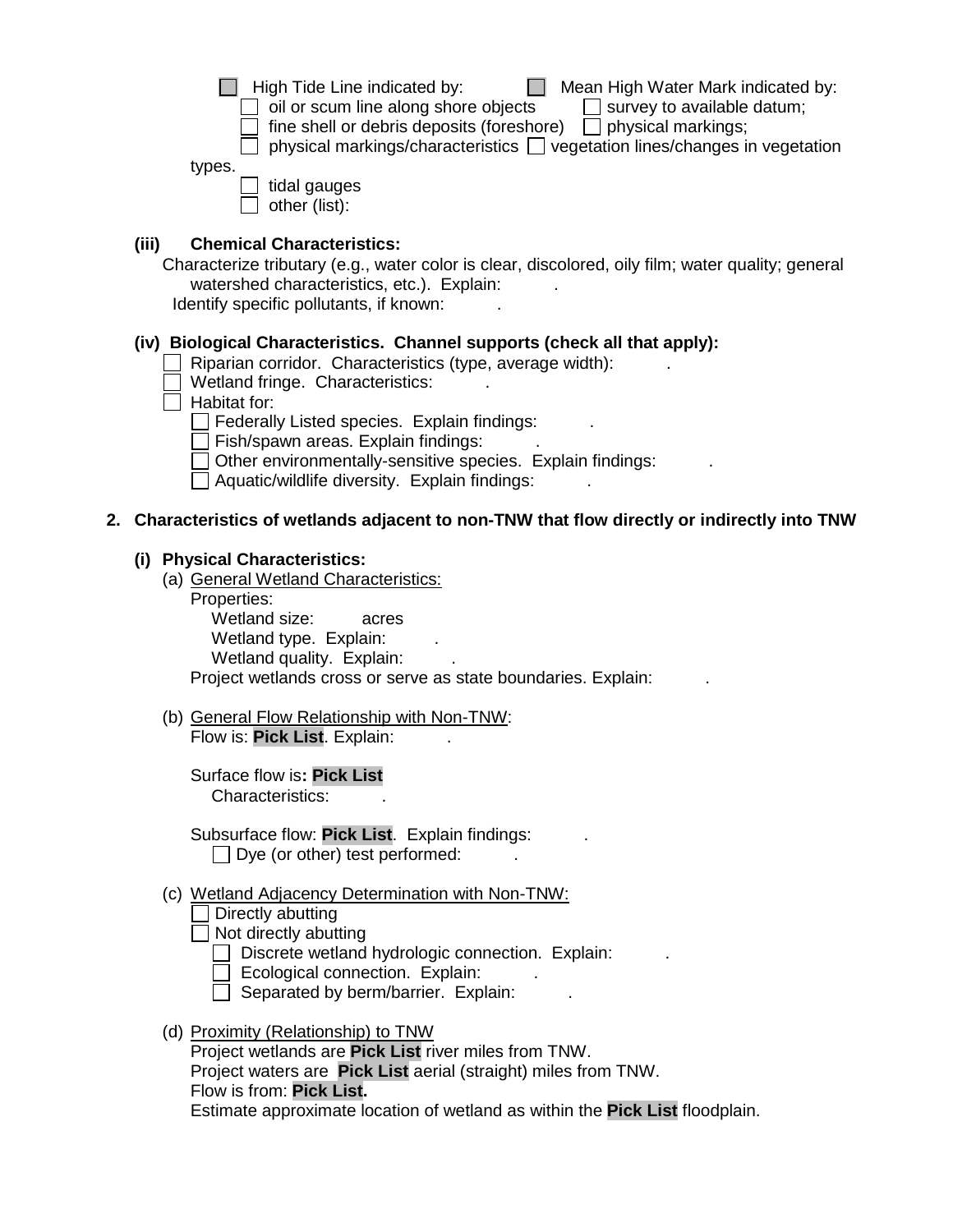☐ High Tide Line indicated by: ☐ Mean High Water Mark indicated by:
☐ oil or scum line along shore objects ☐ survey to available datum;
☐ fine shell or debris deposits (foreshore) ☐ physical markings;
☐ physical markings/characteristics ☐ vegetation lines/changes in vegetation types.
☐ tidal gauges
☐ other (list):

**(iii) Chemical Characteristics:**

Characterize tributary (e.g., water color is clear, discolored, oily film; water quality; general watershed characteristics, etc.). Explain: .

Identify specific pollutants, if known: .

**(iv) Biological Characteristics. Channel supports (check all that apply):**

☐ Riparian corridor. Characteristics (type, average width): .
☐ Wetland fringe. Characteristics: .
☐ Habitat for:
  ☐ Federally Listed species. Explain findings: .
  ☐ Fish/spawn areas. Explain findings: .
  ☐ Other environmentally-sensitive species. Explain findings: .
  ☐ Aquatic/wildlife diversity. Explain findings: .

**2. Characteristics of wetlands adjacent to non-TNW that flow directly or indirectly into TNW**

**(i) Physical Characteristics:**

(a) General Wetland Characteristics:
  Properties:
    Wetland size: acres
    Wetland type. Explain: .
    Wetland quality. Explain: .
  Project wetlands cross or serve as state boundaries. Explain: .

(b) General Flow Relationship with Non-TNW:
  Flow is: **Pick List**. Explain: .

  Surface flow is**: Pick List**
    Characteristics: .

  Subsurface flow: **Pick List**. Explain findings: .
    ☐ Dye (or other) test performed: .

(c) Wetland Adjacency Determination with Non-TNW:
  ☐ Directly abutting
  ☐ Not directly abutting
    ☐ Discrete wetland hydrologic connection. Explain: .
    ☐ Ecological connection. Explain: .
    ☐ Separated by berm/barrier. Explain: .

(d) Proximity (Relationship) to TNW
  Project wetlands are **Pick List** river miles from TNW.
  Project waters are **Pick List** aerial (straight) miles from TNW.
  Flow is from: **Pick List.**
  Estimate approximate location of wetland as within the **Pick List** floodplain.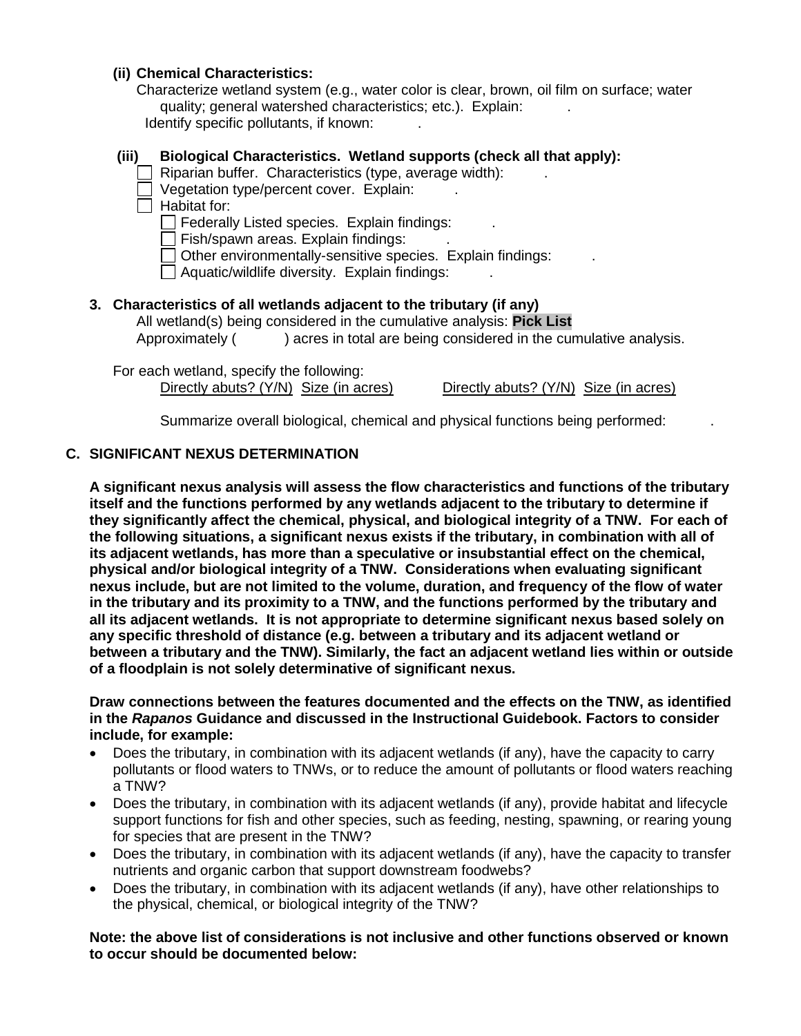**(ii) Chemical Characteristics:**

Characterize wetland system (e.g., water color is clear, brown, oil film on surface; water quality; general watershed characteristics; etc.). Explain: .

Identify specific pollutants, if known: .

**(iii) Biological Characteristics. Wetland supports (check all that apply):**

- ☐ Riparian buffer. Characteristics (type, average width): .
- ☐ Vegetation type/percent cover. Explain: .
- ☐ Habitat for:
  - ☐ Federally Listed species. Explain findings: .
  - ☐ Fish/spawn areas. Explain findings: .
  - ☐ Other environmentally-sensitive species. Explain findings: .
  - ☐ Aquatic/wildlife diversity. Explain findings: .

**3. Characteristics of all wetlands adjacent to the tributary (if any)**

All wetland(s) being considered in the cumulative analysis: **Pick List**

Approximately ( ) acres in total are being considered in the cumulative analysis.

For each wetland, specify the following:

| Directly abuts? (Y/N) | Size (in acres) | Directly abuts? (Y/N) | Size (in acres) |
|---|---|---|---|

Summarize overall biological, chemical and physical functions being performed: .

## C. SIGNIFICANT NEXUS DETERMINATION

**A significant nexus analysis will assess the flow characteristics and functions of the tributary itself and the functions performed by any wetlands adjacent to the tributary to determine if they significantly affect the chemical, physical, and biological integrity of a TNW. For each of the following situations, a significant nexus exists if the tributary, in combination with all of its adjacent wetlands, has more than a speculative or insubstantial effect on the chemical, physical and/or biological integrity of a TNW. Considerations when evaluating significant nexus include, but are not limited to the volume, duration, and frequency of the flow of water in the tributary and its proximity to a TNW, and the functions performed by the tributary and all its adjacent wetlands. It is not appropriate to determine significant nexus based solely on any specific threshold of distance (e.g. between a tributary and its adjacent wetland or between a tributary and the TNW). Similarly, the fact an adjacent wetland lies within or outside of a floodplain is not solely determinative of significant nexus.**

**Draw connections between the features documented and the effects on the TNW, as identified in the *Rapanos* Guidance and discussed in the Instructional Guidebook. Factors to consider include, for example:**

- Does the tributary, in combination with its adjacent wetlands (if any), have the capacity to carry pollutants or flood waters to TNWs, or to reduce the amount of pollutants or flood waters reaching a TNW?
- Does the tributary, in combination with its adjacent wetlands (if any), provide habitat and lifecycle support functions for fish and other species, such as feeding, nesting, spawning, or rearing young for species that are present in the TNW?
- Does the tributary, in combination with its adjacent wetlands (if any), have the capacity to transfer nutrients and organic carbon that support downstream foodwebs?
- Does the tributary, in combination with its adjacent wetlands (if any), have other relationships to the physical, chemical, or biological integrity of the TNW?

**Note: the above list of considerations is not inclusive and other functions observed or known to occur should be documented below:**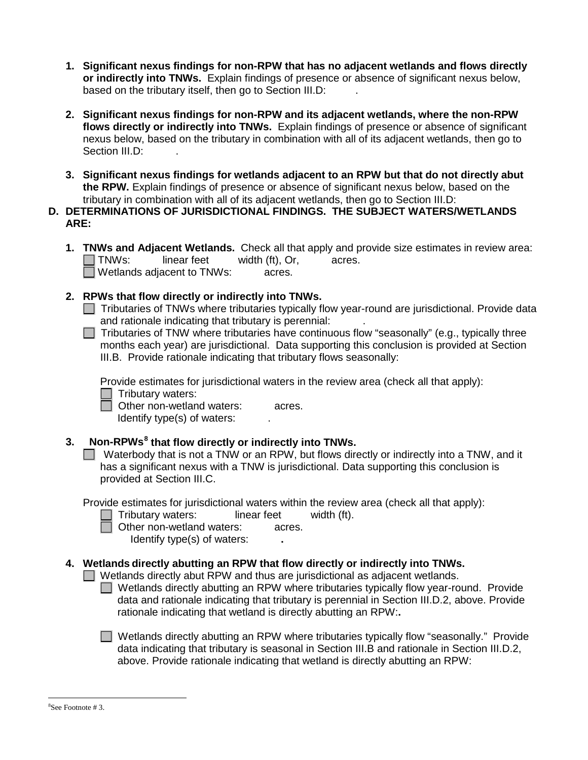1. **Significant nexus findings for non-RPW that has no adjacent wetlands and flows directly or indirectly into TNWs.** Explain findings of presence or absence of significant nexus below, based on the tributary itself, then go to Section III.D: .

2. **Significant nexus findings for non-RPW and its adjacent wetlands, where the non-RPW flows directly or indirectly into TNWs.** Explain findings of presence or absence of significant nexus below, based on the tributary in combination with all of its adjacent wetlands, then go to Section III.D: .

3. **Significant nexus findings for wetlands adjacent to an RPW but that do not directly abut the RPW.** Explain findings of presence or absence of significant nexus below, based on the tributary in combination with all of its adjacent wetlands, then go to Section III.D:

**D. DETERMINATIONS OF JURISDICTIONAL FINDINGS. THE SUBJECT WATERS/WETLANDS ARE:**

1. **TNWs and Adjacent Wetlands.** Check all that apply and provide size estimates in review area:
   - ☐ TNWs: linear feet width (ft), Or, acres.
   - ☐ Wetlands adjacent to TNWs: acres.

2. **RPWs that flow directly or indirectly into TNWs.**
   - ☐ Tributaries of TNWs where tributaries typically flow year-round are jurisdictional. Provide data and rationale indicating that tributary is perennial: .
   - ☐ Tributaries of TNW where tributaries have continuous flow "seasonally" (e.g., typically three months each year) are jurisdictional. Data supporting this conclusion is provided at Section III.B. Provide rationale indicating that tributary flows seasonally:

   Provide estimates for jurisdictional waters in the review area (check all that apply):
   - ☐ Tributary waters:
   - ☐ Other non-wetland waters: acres.
     Identify type(s) of waters: .

3. **Non-RPWs[8] that flow directly or indirectly into TNWs.**
   - ☐ Waterbody that is not a TNW or an RPW, but flows directly or indirectly into a TNW, and it has a significant nexus with a TNW is jurisdictional. Data supporting this conclusion is provided at Section III.C.

   Provide estimates for jurisdictional waters within the review area (check all that apply):
   - ☐ Tributary waters: linear feet width (ft).
   - ☐ Other non-wetland waters: acres.
     Identify type(s) of waters: **.**

4. **Wetlands directly abutting an RPW that flow directly or indirectly into TNWs.**
   - ☐ Wetlands directly abut RPW and thus are jurisdictional as adjacent wetlands.
     - ☐ Wetlands directly abutting an RPW where tributaries typically flow year-round. Provide data and rationale indicating that tributary is perennial in Section III.D.2, above. Provide rationale indicating that wetland is directly abutting an RPW:**.**
     - ☐ Wetlands directly abutting an RPW where tributaries typically flow "seasonally." Provide data indicating that tributary is seasonal in Section III.B and rationale in Section III.D.2, above. Provide rationale indicating that wetland is directly abutting an RPW:

---

[8]See Footnote # 3.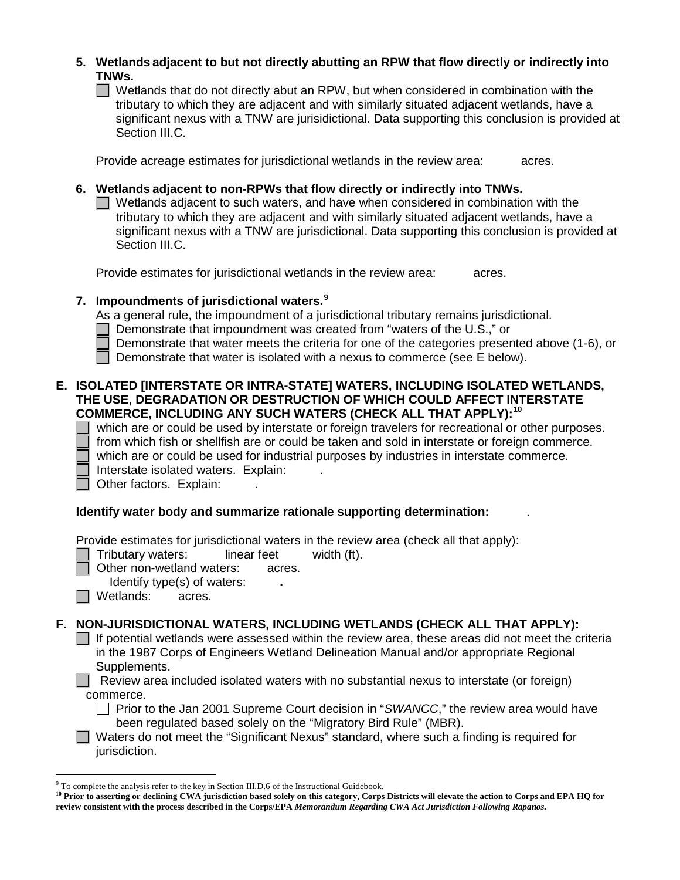**5. Wetlands adjacent to but not directly abutting an RPW that flow directly or indirectly into TNWs.**

☐ Wetlands that do not directly abut an RPW, but when considered in combination with the tributary to which they are adjacent and with similarly situated adjacent wetlands, have a significant nexus with a TNW are jurisdictional. Data supporting this conclusion is provided at Section III.C.

Provide acreage estimates for jurisdictional wetlands in the review area: acres.

**6. Wetlands adjacent to non-RPWs that flow directly or indirectly into TNWs.**

☐ Wetlands adjacent to such waters, and have when considered in combination with the tributary to which they are adjacent and with similarly situated adjacent wetlands, have a significant nexus with a TNW are jurisdictional. Data supporting this conclusion is provided at Section III.C.

Provide estimates for jurisdictional wetlands in the review area: acres.

**7. Impoundments of jurisdictional waters.**[9]

As a general rule, the impoundment of a jurisdictional tributary remains jurisdictional.

☐ Demonstrate that impoundment was created from "waters of the U.S.," or
☐ Demonstrate that water meets the criteria for one of the categories presented above (1-6), or
☐ Demonstrate that water is isolated with a nexus to commerce (see E below).

**E. ISOLATED [INTERSTATE OR INTRA-STATE] WATERS, INCLUDING ISOLATED WETLANDS, THE USE, DEGRADATION OR DESTRUCTION OF WHICH COULD AFFECT INTERSTATE COMMERCE, INCLUDING ANY SUCH WATERS (CHECK ALL THAT APPLY):**[10]

☐ which are or could be used by interstate or foreign travelers for recreational or other purposes.
☐ from which fish or shellfish are or could be taken and sold in interstate or foreign commerce.
☐ which are or could be used for industrial purposes by industries in interstate commerce.
☐ Interstate isolated waters. Explain: .
☐ Other factors. Explain: .

**Identify water body and summarize rationale supporting determination:** .

Provide estimates for jurisdictional waters in the review area (check all that apply):

☐ Tributary waters: linear feet width (ft).
☐ Other non-wetland waters: acres.
Identify type(s) of waters: **.**
☐ Wetlands: acres.

**F. NON-JURISDICTIONAL WATERS, INCLUDING WETLANDS (CHECK ALL THAT APPLY):**

☐ If potential wetlands were assessed within the review area, these areas did not meet the criteria in the 1987 Corps of Engineers Wetland Delineation Manual and/or appropriate Regional Supplements.

☐ Review area included isolated waters with no substantial nexus to interstate (or foreign) commerce.

☐ Prior to the Jan 2001 Supreme Court decision in "*SWANCC*," the review area would have been regulated based solely on the "Migratory Bird Rule" (MBR).

☐ Waters do not meet the "Significant Nexus" standard, where such a finding is required for jurisdiction.

---

[9] To complete the analysis refer to the key in Section III.D.6 of the Instructional Guidebook.

[10] **Prior to asserting or declining CWA jurisdiction based solely on this category, Corps Districts will elevate the action to Corps and EPA HQ for review consistent with the process described in the Corps/EPA *Memorandum Regarding CWA Act Jurisdiction Following Rapanos.***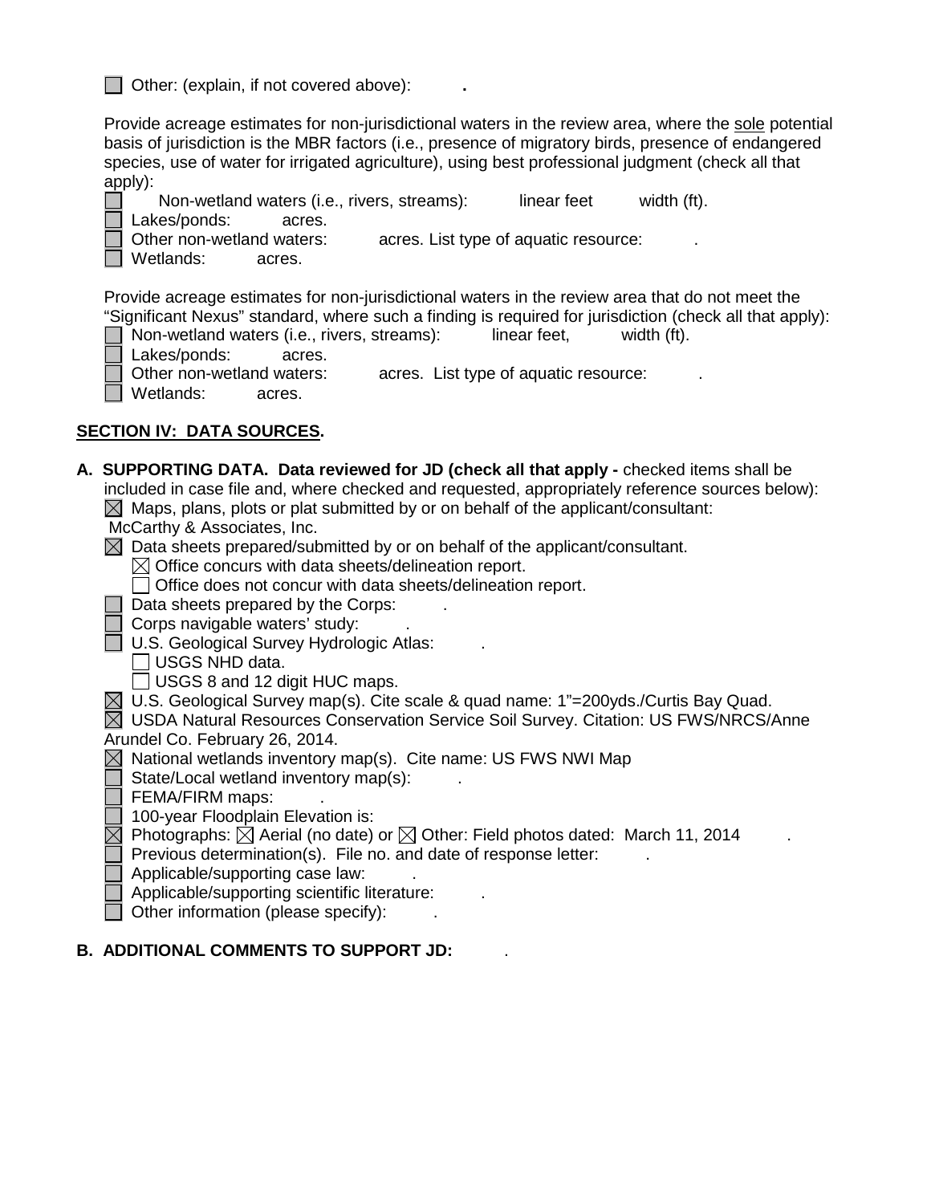☐ Other: (explain, if not covered above): .

Provide acreage estimates for non-jurisdictional waters in the review area, where the sole potential basis of jurisdiction is the MBR factors (i.e., presence of migratory birds, presence of endangered species, use of water for irrigated agriculture), using best professional judgment (check all that apply):

☐ Non-wetland waters (i.e., rivers, streams): linear feet width (ft).
☐ Lakes/ponds: acres.
☐ Other non-wetland waters: acres. List type of aquatic resource: .
☐ Wetlands: acres.

Provide acreage estimates for non-jurisdictional waters in the review area that do not meet the "Significant Nexus" standard, where such a finding is required for jurisdiction (check all that apply):

☐ Non-wetland waters (i.e., rivers, streams): linear feet, width (ft).
☐ Lakes/ponds: acres.
☐ Other non-wetland waters: acres. List type of aquatic resource: .
☐ Wetlands: acres.

## SECTION IV: DATA SOURCES.

**A. SUPPORTING DATA. Data reviewed for JD (check all that apply -** checked items shall be included in case file and, where checked and requested, appropriately reference sources below):

☒ Maps, plans, plots or plat submitted by or on behalf of the applicant/consultant: McCarthy & Associates, Inc.
☒ Data sheets prepared/submitted by or on behalf of the applicant/consultant.
  ☒ Office concurs with data sheets/delineation report.
  ☐ Office does not concur with data sheets/delineation report.
☐ Data sheets prepared by the Corps: .
☐ Corps navigable waters' study: .
☐ U.S. Geological Survey Hydrologic Atlas: .
  ☐ USGS NHD data.
  ☐ USGS 8 and 12 digit HUC maps.
☒ U.S. Geological Survey map(s). Cite scale & quad name: 1"=200yds./Curtis Bay Quad.
☒ USDA Natural Resources Conservation Service Soil Survey. Citation: US FWS/NRCS/Anne Arundel Co. February 26, 2014.
☒ National wetlands inventory map(s). Cite name: US FWS NWI Map
☐ State/Local wetland inventory map(s): .
☐ FEMA/FIRM maps: .
☐ 100-year Floodplain Elevation is:
☒ Photographs: ☒ Aerial (no date) or ☒ Other: Field photos dated: March 11, 2014 .
☐ Previous determination(s). File no. and date of response letter: .
☐ Applicable/supporting case law: .
☐ Applicable/supporting scientific literature: .
☐ Other information (please specify): .

**B. ADDITIONAL COMMENTS TO SUPPORT JD:** .